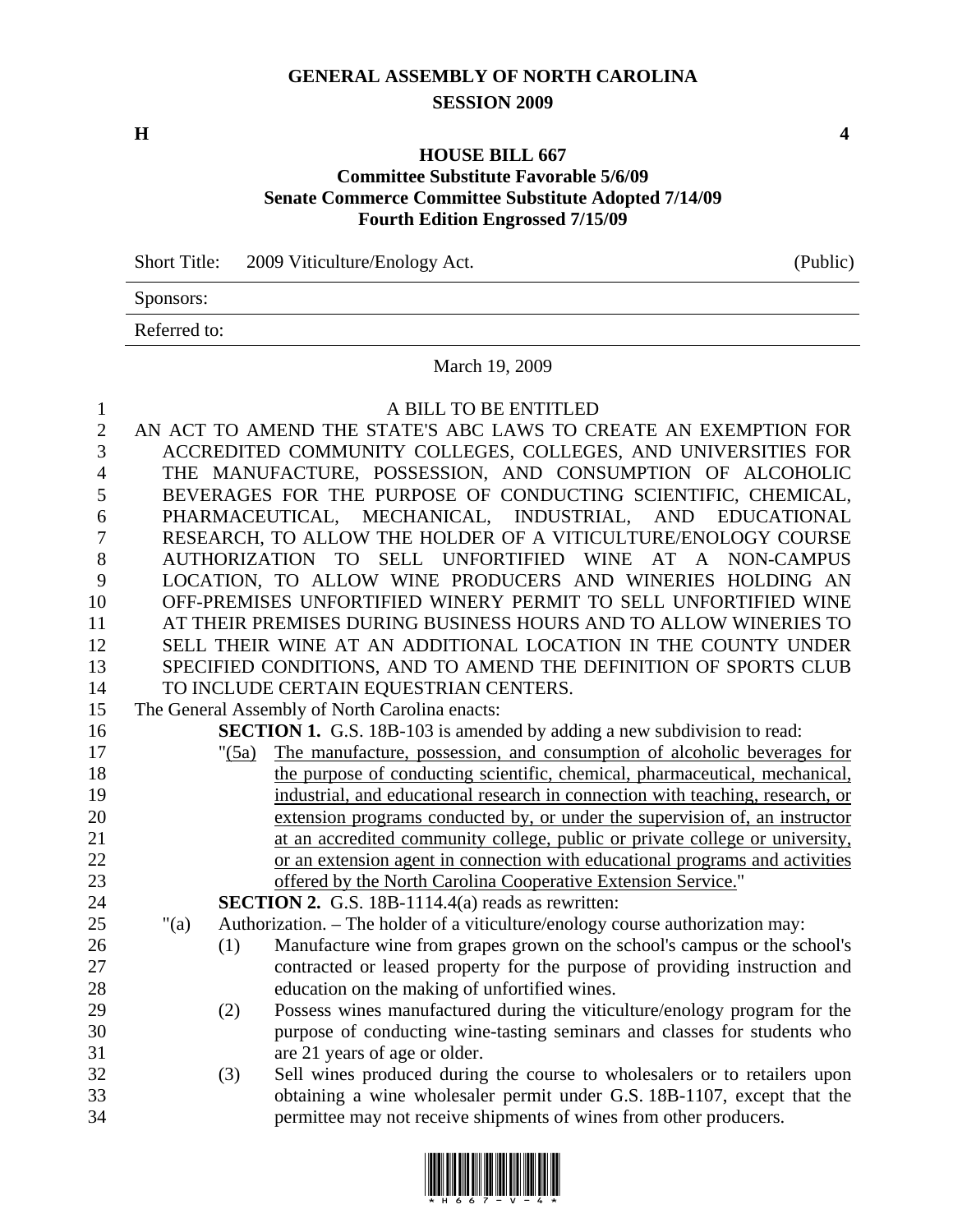# GENERAL ASSEMBLY OF NORTH CAROLINA
## SESSION 2009

**H** **4**

### HOUSE BILL 667
### Committee Substitute Favorable 5/6/09
### Senate Commerce Committee Substitute Adopted 7/14/09
### Fourth Edition Engrossed 7/15/09

Short Title: 2009 Viticulture/Enology Act. (Public)

Sponsors:

Referred to:

March 19, 2009

A BILL TO BE ENTITLED

AN ACT TO AMEND THE STATE'S ABC LAWS TO CREATE AN EXEMPTION FOR ACCREDITED COMMUNITY COLLEGES, COLLEGES, AND UNIVERSITIES FOR THE MANUFACTURE, POSSESSION, AND CONSUMPTION OF ALCOHOLIC BEVERAGES FOR THE PURPOSE OF CONDUCTING SCIENTIFIC, CHEMICAL, PHARMACEUTICAL, MECHANICAL, INDUSTRIAL, AND EDUCATIONAL RESEARCH, TO ALLOW THE HOLDER OF A VITICULTURE/ENOLOGY COURSE AUTHORIZATION TO SELL UNFORTIFIED WINE AT A NON-CAMPUS LOCATION, TO ALLOW WINE PRODUCERS AND WINERIES HOLDING AN OFF-PREMISES UNFORTIFIED WINERY PERMIT TO SELL UNFORTIFIED WINE AT THEIR PREMISES DURING BUSINESS HOURS AND TO ALLOW WINERIES TO SELL THEIR WINE AT AN ADDITIONAL LOCATION IN THE COUNTY UNDER SPECIFIED CONDITIONS, AND TO AMEND THE DEFINITION OF SPORTS CLUB TO INCLUDE CERTAIN EQUESTRIAN CENTERS.

The General Assembly of North Carolina enacts:

**SECTION 1.** G.S. 18B-103 is amended by adding a new subdivision to read:

"(5a) The manufacture, possession, and consumption of alcoholic beverages for the purpose of conducting scientific, chemical, pharmaceutical, mechanical, industrial, and educational research in connection with teaching, research, or extension programs conducted by, or under the supervision of, an instructor at an accredited community college, public or private college or university, or an extension agent in connection with educational programs and activities offered by the North Carolina Cooperative Extension Service."

**SECTION 2.** G.S. 18B-1114.4(a) reads as rewritten:

"(a) Authorization. – The holder of a viticulture/enology course authorization may:

(1) Manufacture wine from grapes grown on the school's campus or the school's contracted or leased property for the purpose of providing instruction and education on the making of unfortified wines.

(2) Possess wines manufactured during the viticulture/enology program for the purpose of conducting wine-tasting seminars and classes for students who are 21 years of age or older.

(3) Sell wines produced during the course to wholesalers or to retailers upon obtaining a wine wholesaler permit under G.S. 18B-1107, except that the permittee may not receive shipments of wines from other producers.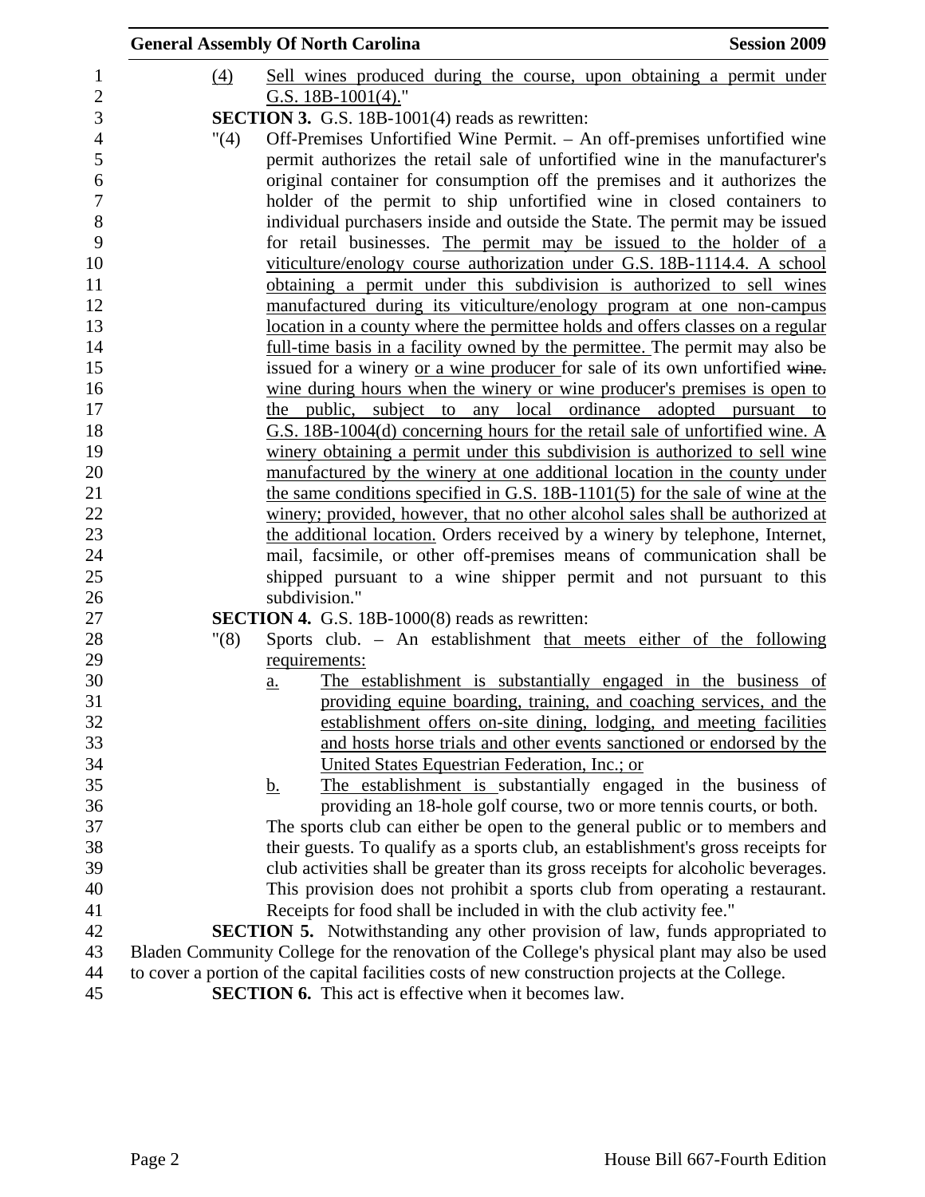(4) Sell wines produced during the course, upon obtaining a permit under G.S. 18B-1001(4)."

**SECTION 3.** G.S. 18B-1001(4) reads as rewritten:

"(4) Off-Premises Unfortified Wine Permit. – An off-premises unfortified wine permit authorizes the retail sale of unfortified wine in the manufacturer's original container for consumption off the premises and it authorizes the holder of the permit to ship unfortified wine in closed containers to individual purchasers inside and outside the State. The permit may be issued for retail businesses. The permit may be issued to the holder of a viticulture/enology course authorization under G.S. 18B-1114.4. A school obtaining a permit under this subdivision is authorized to sell wines manufactured during its viticulture/enology program at one non-campus location in a county where the permittee holds and offers classes on a regular full-time basis in a facility owned by the permittee. The permit may also be issued for a winery or a wine producer for sale of its own unfortified ~~wine.~~ wine during hours when the winery or wine producer's premises is open to the public, subject to any local ordinance adopted pursuant to G.S. 18B-1004(d) concerning hours for the retail sale of unfortified wine. A winery obtaining a permit under this subdivision is authorized to sell wine manufactured by the winery at one additional location in the county under the same conditions specified in G.S. 18B-1101(5) for the sale of wine at the winery; provided, however, that no other alcohol sales shall be authorized at the additional location. Orders received by a winery by telephone, Internet, mail, facsimile, or other off-premises means of communication shall be shipped pursuant to a wine shipper permit and not pursuant to this subdivision."

**SECTION 4.** G.S. 18B-1000(8) reads as rewritten:

"(8) Sports club. – An establishment that meets either of the following requirements:

a. The establishment is substantially engaged in the business of providing equine boarding, training, and coaching services, and the establishment offers on-site dining, lodging, and meeting facilities and hosts horse trials and other events sanctioned or endorsed by the United States Equestrian Federation, Inc.; or

b. The establishment is substantially engaged in the business of providing an 18-hole golf course, two or more tennis courts, or both.

The sports club can either be open to the general public or to members and their guests. To qualify as a sports club, an establishment's gross receipts for club activities shall be greater than its gross receipts for alcoholic beverages. This provision does not prohibit a sports club from operating a restaurant. Receipts for food shall be included in with the club activity fee."

**SECTION 5.** Notwithstanding any other provision of law, funds appropriated to Bladen Community College for the renovation of the College's physical plant may also be used to cover a portion of the capital facilities costs of new construction projects at the College.

**SECTION 6.** This act is effective when it becomes law.